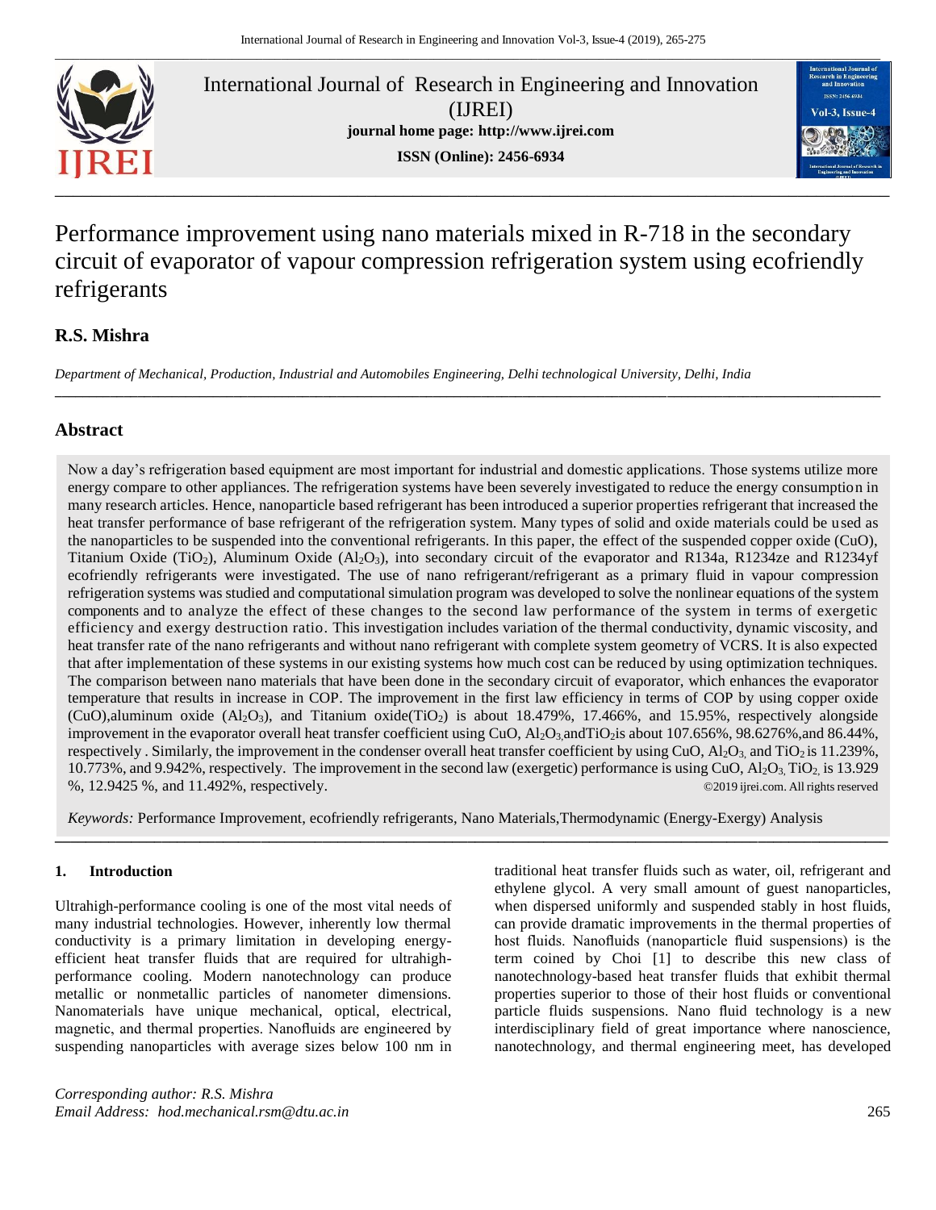International Journal of Research in Engineering and Innovation (IJREI)

**journal home page: http://www.ijrei.com**

**ISSN (Online): 2456-6934**

# Performance improvement using nano materials mixed in R-718 in the secondary circuit of evaporator of vapour compression refrigeration system using ecofriendly refrigerants

## R.S. Mishra

*Department of Mechanical, Production, Industrial and Automobiles Engineering, Delhi technological University, Delhi, India*

## Abstract

Now a day's refrigeration based equipment are most important for industrial and domestic applications. Those systems utilize more energy compare to other appliances. The refrigeration systems have been severely investigated to reduce the energy consumption in many research articles. Hence, nanoparticle based refrigerant has been introduced a superior properties refrigerant that increased the heat transfer performance of base refrigerant of the refrigeration system. Many types of solid and oxide materials could be used as the nanoparticles to be suspended into the conventional refrigerants. In this paper, the effect of the suspended copper oxide (CuO), Titanium Oxide ($TiO_2$), Aluminum Oxide ($Al_2O_3$), into secondary circuit of the evaporator and R134a, R1234ze and R1234yf ecofriendly refrigerants were investigated. The use of nano refrigerant/refrigerant as a primary fluid in vapour compression refrigeration systems was studied and computational simulation program was developed to solve the nonlinear equations of the system components and to analyze the effect of these changes to the second law performance of the system in terms of exergetic efficiency and exergy destruction ratio. This investigation includes variation of the thermal conductivity, dynamic viscosity, and heat transfer rate of the nano refrigerants and without nano refrigerant with complete system geometry of VCRS. It is also expected that after implementation of these systems in our existing systems how much cost can be reduced by using optimization techniques. The comparison between nano materials that have been done in the secondary circuit of evaporator, which enhances the evaporator temperature that results in increase in COP. The improvement in the first law efficiency in terms of COP by using copper oxide (CuO),aluminum oxide ($Al_2O_3$), and Titanium oxide($TiO_2$) is about 18.479%, 17.466%, and 15.95%, respectively alongside improvement in the evaporator overall heat transfer coefficient using CuO, $Al_2O_3$ and$TiO_2$is about 107.656%, 98.6276%,and 86.44%, respectively . Similarly, the improvement in the condenser overall heat transfer coefficient by using CuO, $Al_2O_3$, and $TiO_2$ is 11.239%, 10.773%, and 9.942%, respectively. The improvement in the second law (exergetic) performance is using CuO, $Al_2O_3$, $TiO_2$, is 13.929 %, 12.9425 %, and 11.492%, respectively. ©2019 ijrei.com. All rights reserved

*Keywords:* Performance Improvement, ecofriendly refrigerants, Nano Materials,Thermodynamic (Energy-Exergy) Analysis

### 1. Introduction

Ultrahigh-performance cooling is one of the most vital needs of many industrial technologies. However, inherently low thermal conductivity is a primary limitation in developing energy-efficient heat transfer fluids that are required for ultrahigh-performance cooling. Modern nanotechnology can produce metallic or nonmetallic particles of nanometer dimensions. Nanomaterials have unique mechanical, optical, electrical, magnetic, and thermal properties. Nanofluids are engineered by suspending nanoparticles with average sizes below 100 nm in traditional heat transfer fluids such as water, oil, refrigerant and ethylene glycol. A very small amount of guest nanoparticles, when dispersed uniformly and suspended stably in host fluids, can provide dramatic improvements in the thermal properties of host fluids. Nanofluids (nanoparticle fluid suspensions) is the term coined by Choi [1] to describe this new class of nanotechnology-based heat transfer fluids that exhibit thermal properties superior to those of their host fluids or conventional particle fluids suspensions. Nano fluid technology is a new interdisciplinary field of great importance where nanoscience, nanotechnology, and thermal engineering meet, has developed

*Corresponding author: R.S. Mishra*
*Email Address: hod.mechanical.rsm@dtu.ac.in*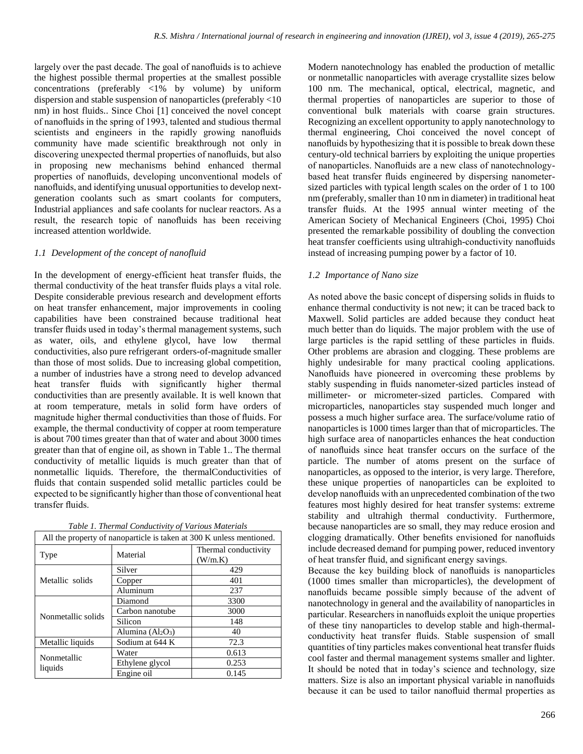largely over the past decade. The goal of nanofluids is to achieve the highest possible thermal properties at the smallest possible concentrations (preferably <1% by volume) by uniform dispersion and stable suspension of nanoparticles (preferably <10 nm) in host fluids.. Since Choi [1] conceived the novel concept of nanofluids in the spring of 1993, talented and studious thermal scientists and engineers in the rapidly growing nanofluids community have made scientific breakthrough not only in discovering unexpected thermal properties of nanofluids, but also in proposing new mechanisms behind enhanced thermal properties of nanofluids, developing unconventional models of nanofluids, and identifying unusual opportunities to develop next-generation coolants such as smart coolants for computers, Industrial appliances and safe coolants for nuclear reactors. As a result, the research topic of nanofluids has been receiving increased attention worldwide.

### *1.1 Development of the concept of nanofluid*

In the development of energy-efficient heat transfer fluids, the thermal conductivity of the heat transfer fluids plays a vital role. Despite considerable previous research and development efforts on heat transfer enhancement, major improvements in cooling capabilities have been constrained because traditional heat transfer fluids used in today's thermal management systems, such as water, oils, and ethylene glycol, have low thermal conductivities, also pure refrigerant orders-of-magnitude smaller than those of most solids. Due to increasing global competition, a number of industries have a strong need to develop advanced heat transfer fluids with significantly higher thermal conductivities than are presently available. It is well known that at room temperature, metals in solid form have orders of magnitude higher thermal conductivities than those of fluids. For example, the thermal conductivity of copper at room temperature is about 700 times greater than that of water and about 3000 times greater than that of engine oil, as shown in Table 1.. The thermal conductivity of metallic liquids is much greater than that of nonmetallic liquids. Therefore, the thermalConductivities of fluids that contain suspended solid metallic particles could be expected to be significantly higher than those of conventional heat transfer fluids.

*Table 1. Thermal Conductivity of Various Materials*

| All the property of nanoparticle is taken at 300 K unless mentioned. | | |
|---|---|---|
| Type | Material | Thermal conductivity (W/m.K) |
| Metallic solids | Silver | 429 |
| | Copper | 401 |
| | Aluminum | 237 |
| Nonmetallic solids | Diamond | 3300 |
| | Carbon nanotube | 3000 |
| | Silicon | 148 |
| | Alumina ($Al_2O_3$) | 40 |
| Metallic liquids | Sodium at 644 K | 72.3 |
| Nonmetallic liquids | Water | 0.613 |
| | Ethylene glycol | 0.253 |
| | Engine oil | 0.145 |

Modern nanotechnology has enabled the production of metallic or nonmetallic nanoparticles with average crystallite sizes below 100 nm. The mechanical, optical, electrical, magnetic, and thermal properties of nanoparticles are superior to those of conventional bulk materials with coarse grain structures. Recognizing an excellent opportunity to apply nanotechnology to thermal engineering, Choi conceived the novel concept of nanofluids by hypothesizing that it is possible to break down these century-old technical barriers by exploiting the unique properties of nanoparticles. Nanofluids are a new class of nanotechnology-based heat transfer fluids engineered by dispersing nanometer-sized particles with typical length scales on the order of 1 to 100 nm (preferably, smaller than 10 nm in diameter) in traditional heat transfer fluids. At the 1995 annual winter meeting of the American Society of Mechanical Engineers (Choi, 1995) Choi presented the remarkable possibility of doubling the convection heat transfer coefficients using ultrahigh-conductivity nanofluids instead of increasing pumping power by a factor of 10.

### *1.2 Importance of Nano size*

As noted above the basic concept of dispersing solids in fluids to enhance thermal conductivity is not new; it can be traced back to Maxwell. Solid particles are added because they conduct heat much better than do liquids. The major problem with the use of large particles is the rapid settling of these particles in fluids. Other problems are abrasion and clogging. These problems are highly undesirable for many practical cooling applications. Nanofluids have pioneered in overcoming these problems by stably suspending in fluids nanometer-sized particles instead of millimeter- or micrometer-sized particles. Compared with microparticles, nanoparticles stay suspended much longer and possess a much higher surface area. The surface/volume ratio of nanoparticles is 1000 times larger than that of microparticles. The high surface area of nanoparticles enhances the heat conduction of nanofluids since heat transfer occurs on the surface of the particle. The number of atoms present on the surface of nanoparticles, as opposed to the interior, is very large. Therefore, these unique properties of nanoparticles can be exploited to develop nanofluids with an unprecedented combination of the two features most highly desired for heat transfer systems: extreme stability and ultrahigh thermal conductivity. Furthermore, because nanoparticles are so small, they may reduce erosion and clogging dramatically. Other benefits envisioned for nanofluids include decreased demand for pumping power, reduced inventory of heat transfer fluid, and significant energy savings.

Because the key building block of nanofluids is nanoparticles (1000 times smaller than microparticles), the development of nanofluids became possible simply because of the advent of nanotechnology in general and the availability of nanoparticles in particular. Researchers in nanofluids exploit the unique properties of these tiny nanoparticles to develop stable and high-thermal-conductivity heat transfer fluids. Stable suspension of small quantities of tiny particles makes conventional heat transfer fluids cool faster and thermal management systems smaller and lighter. It should be noted that in today's science and technology, size matters. Size is also an important physical variable in nanofluids because it can be used to tailor nanofluid thermal properties as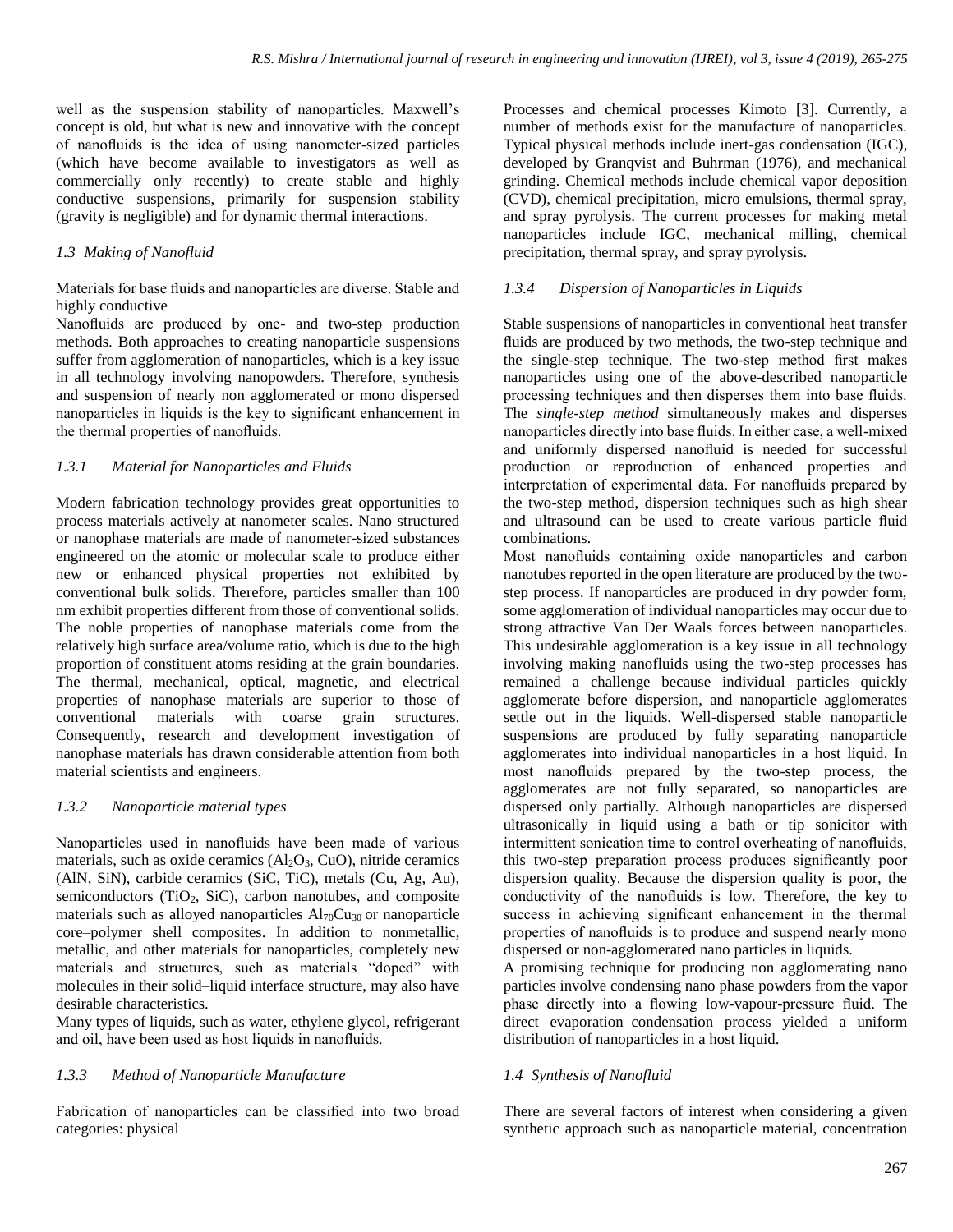well as the suspension stability of nanoparticles. Maxwell's concept is old, but what is new and innovative with the concept of nanofluids is the idea of using nanometer-sized particles (which have become available to investigators as well as commercially only recently) to create stable and highly conductive suspensions, primarily for suspension stability (gravity is negligible) and for dynamic thermal interactions.

### *1.3 Making of Nanofluid*

Materials for base fluids and nanoparticles are diverse. Stable and highly conductive

Nanofluids are produced by one- and two-step production methods. Both approaches to creating nanoparticle suspensions suffer from agglomeration of nanoparticles, which is a key issue in all technology involving nanopowders. Therefore, synthesis and suspension of nearly non agglomerated or mono dispersed nanoparticles in liquids is the key to significant enhancement in the thermal properties of nanofluids.

#### *1.3.1 Material for Nanoparticles and Fluids*

Modern fabrication technology provides great opportunities to process materials actively at nanometer scales. Nano structured or nanophase materials are made of nanometer-sized substances engineered on the atomic or molecular scale to produce either new or enhanced physical properties not exhibited by conventional bulk solids. Therefore, particles smaller than 100 nm exhibit properties different from those of conventional solids. The noble properties of nanophase materials come from the relatively high surface area/volume ratio, which is due to the high proportion of constituent atoms residing at the grain boundaries. The thermal, mechanical, optical, magnetic, and electrical properties of nanophase materials are superior to those of conventional materials with coarse grain structures. Consequently, research and development investigation of nanophase materials has drawn considerable attention from both material scientists and engineers.

#### *1.3.2 Nanoparticle material types*

Nanoparticles used in nanofluids have been made of various materials, such as oxide ceramics ($Al_2O_3$, CuO), nitride ceramics (AlN, SiN), carbide ceramics (SiC, TiC), metals (Cu, Ag, Au), semiconductors ($TiO_2$, SiC), carbon nanotubes, and composite materials such as alloyed nanoparticles $Al_{70}Cu_{30}$ or nanoparticle core–polymer shell composites. In addition to nonmetallic, metallic, and other materials for nanoparticles, completely new materials and structures, such as materials "doped" with molecules in their solid–liquid interface structure, may also have desirable characteristics.

Many types of liquids, such as water, ethylene glycol, refrigerant and oil, have been used as host liquids in nanofluids.

#### *1.3.3 Method of Nanoparticle Manufacture*

Fabrication of nanoparticles can be classified into two broad categories: physical Processes and chemical processes Kimoto [3]. Currently, a number of methods exist for the manufacture of nanoparticles. Typical physical methods include inert-gas condensation (IGC), developed by Granqvist and Buhrman (1976), and mechanical grinding. Chemical methods include chemical vapor deposition (CVD), chemical precipitation, micro emulsions, thermal spray, and spray pyrolysis. The current processes for making metal nanoparticles include IGC, mechanical milling, chemical precipitation, thermal spray, and spray pyrolysis.

#### *1.3.4 Dispersion of Nanoparticles in Liquids*

Stable suspensions of nanoparticles in conventional heat transfer fluids are produced by two methods, the two-step technique and the single-step technique. The two-step method first makes nanoparticles using one of the above-described nanoparticle processing techniques and then disperses them into base fluids. The *single-step method* simultaneously makes and disperses nanoparticles directly into base fluids. In either case, a well-mixed and uniformly dispersed nanofluid is needed for successful production or reproduction of enhanced properties and interpretation of experimental data. For nanofluids prepared by the two-step method, dispersion techniques such as high shear and ultrasound can be used to create various particle–fluid combinations.

Most nanofluids containing oxide nanoparticles and carbon nanotubes reported in the open literature are produced by the two-step process. If nanoparticles are produced in dry powder form, some agglomeration of individual nanoparticles may occur due to strong attractive Van Der Waals forces between nanoparticles. This undesirable agglomeration is a key issue in all technology involving making nanofluids using the two-step processes has remained a challenge because individual particles quickly agglomerate before dispersion, and nanoparticle agglomerates settle out in the liquids. Well-dispersed stable nanoparticle suspensions are produced by fully separating nanoparticle agglomerates into individual nanoparticles in a host liquid. In most nanofluids prepared by the two-step process, the agglomerates are not fully separated, so nanoparticles are dispersed only partially. Although nanoparticles are dispersed ultrasonically in liquid using a bath or tip sonicitor with intermittent sonication time to control overheating of nanofluids, this two-step preparation process produces significantly poor dispersion quality. Because the dispersion quality is poor, the conductivity of the nanofluids is low. Therefore, the key to success in achieving significant enhancement in the thermal properties of nanofluids is to produce and suspend nearly mono dispersed or non-agglomerated nano particles in liquids.

A promising technique for producing non agglomerating nano particles involve condensing nano phase powders from the vapor phase directly into a flowing low-vapour-pressure fluid. The direct evaporation–condensation process yielded a uniform distribution of nanoparticles in a host liquid.

### *1.4 Synthesis of Nanofluid*

There are several factors of interest when considering a given synthetic approach such as nanoparticle material, concentration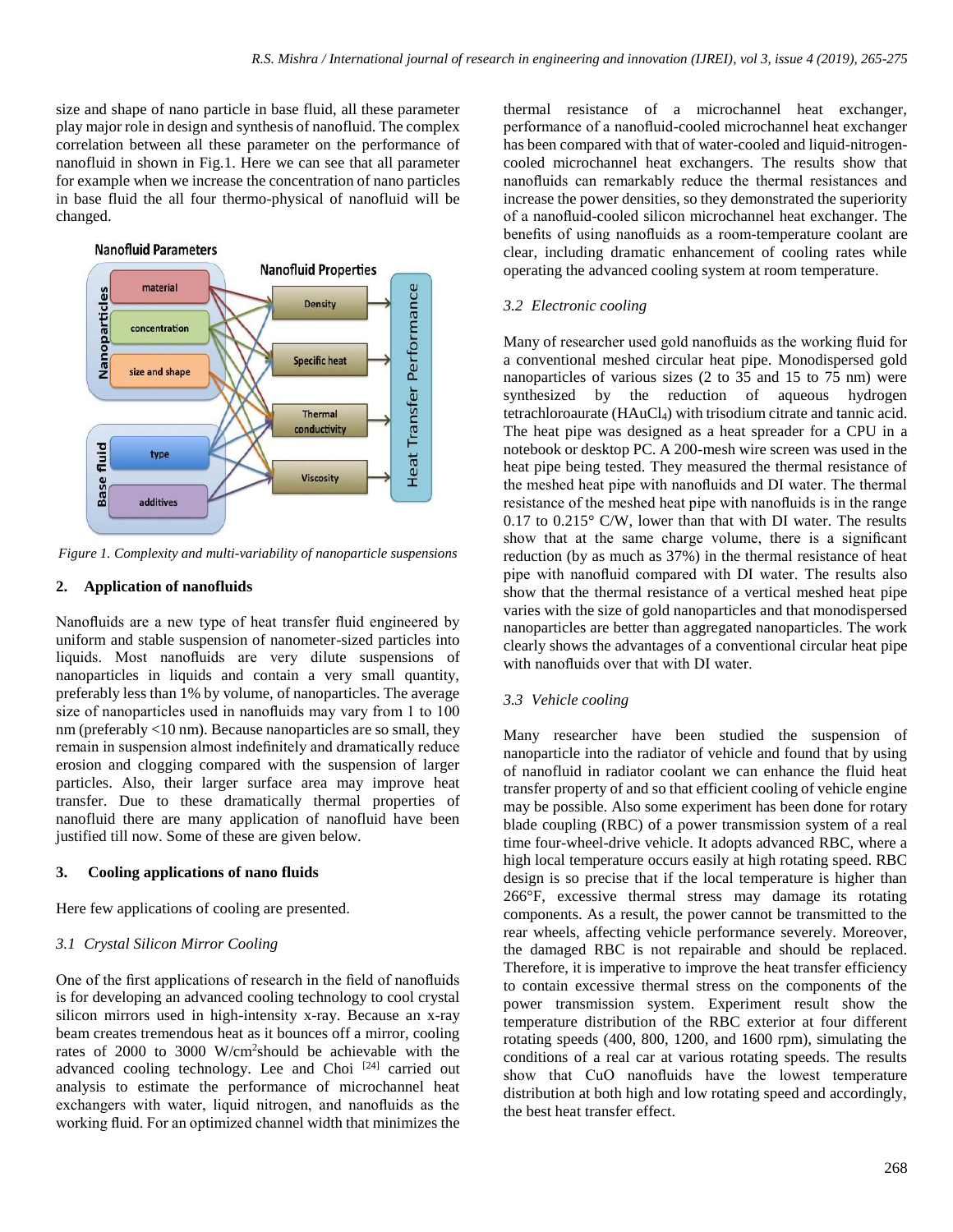size and shape of nano particle in base fluid, all these parameter play major role in design and synthesis of nanofluid. The complex correlation between all these parameter on the performance of nanofluid in shown in Fig.1. Here we can see that all parameter for example when we increase the concentration of nano particles in base fluid the all four thermo-physical of nanofluid will be changed.

*Figure 1. Complexity and multi-variability of nanoparticle suspensions*

## 2. Application of nanofluids

Nanofluids are a new type of heat transfer fluid engineered by uniform and stable suspension of nanometer-sized particles into liquids. Most nanofluids are very dilute suspensions of nanoparticles in liquids and contain a very small quantity, preferably less than 1% by volume, of nanoparticles. The average size of nanoparticles used in nanofluids may vary from 1 to 100 nm (preferably <10 nm). Because nanoparticles are so small, they remain in suspension almost indefinitely and dramatically reduce erosion and clogging compared with the suspension of larger particles. Also, their larger surface area may improve heat transfer. Due to these dramatically thermal properties of nanofluid there are many application of nanofluid have been justified till now. Some of these are given below.

## 3. Cooling applications of nano fluids

Here few applications of cooling are presented.

### *3.1 Crystal Silicon Mirror Cooling*

One of the first applications of research in the field of nanofluids is for developing an advanced cooling technology to cool crystal silicon mirrors used in high-intensity x-ray. Because an x-ray beam creates tremendous heat as it bounces off a mirror, cooling rates of 2000 to 3000 W/cm$^2$should be achievable with the advanced cooling technology. Lee and Choi [24] carried out analysis to estimate the performance of microchannel heat exchangers with water, liquid nitrogen, and nanofluids as the working fluid. For an optimized channel width that minimizes the thermal resistance of a microchannel heat exchanger, performance of a nanofluid-cooled microchannel heat exchanger has been compared with that of water-cooled and liquid-nitrogen-cooled microchannel heat exchangers. The results show that nanofluids can remarkably reduce the thermal resistances and increase the power densities, so they demonstrated the superiority of a nanofluid-cooled silicon microchannel heat exchanger. The benefits of using nanofluids as a room-temperature coolant are clear, including dramatic enhancement of cooling rates while operating the advanced cooling system at room temperature.

### *3.2 Electronic cooling*

Many of researcher used gold nanofluids as the working fluid for a conventional meshed circular heat pipe. Monodispersed gold nanoparticles of various sizes (2 to 35 and 15 to 75 nm) were synthesized by the reduction of aqueous hydrogen tetrachloroaurate ($HAuCl_4$) with trisodium citrate and tannic acid. The heat pipe was designed as a heat spreader for a CPU in a notebook or desktop PC. A 200-mesh wire screen was used in the heat pipe being tested. They measured the thermal resistance of the meshed heat pipe with nanofluids and DI water. The thermal resistance of the meshed heat pipe with nanofluids is in the range 0.17 to 0.215° C/W, lower than that with DI water. The results show that at the same charge volume, there is a significant reduction (by as much as 37%) in the thermal resistance of heat pipe with nanofluid compared with DI water. The results also show that the thermal resistance of a vertical meshed heat pipe varies with the size of gold nanoparticles and that monodispersed nanoparticles are better than aggregated nanoparticles. The work clearly shows the advantages of a conventional circular heat pipe with nanofluids over that with DI water.

### *3.3 Vehicle cooling*

Many researcher have been studied the suspension of nanoparticle into the radiator of vehicle and found that by using of nanofluid in radiator coolant we can enhance the fluid heat transfer property of and so that efficient cooling of vehicle engine may be possible. Also some experiment has been done for rotary blade coupling (RBC) of a power transmission system of a real time four-wheel-drive vehicle. It adopts advanced RBC, where a high local temperature occurs easily at high rotating speed. RBC design is so precise that if the local temperature is higher than 266°F, excessive thermal stress may damage its rotating components. As a result, the power cannot be transmitted to the rear wheels, affecting vehicle performance severely. Moreover, the damaged RBC is not repairable and should be replaced. Therefore, it is imperative to improve the heat transfer efficiency to contain excessive thermal stress on the components of the power transmission system. Experiment result show the temperature distribution of the RBC exterior at four different rotating speeds (400, 800, 1200, and 1600 rpm), simulating the conditions of a real car at various rotating speeds. The results show that CuO nanofluids have the lowest temperature distribution at both high and low rotating speed and accordingly, the best heat transfer effect.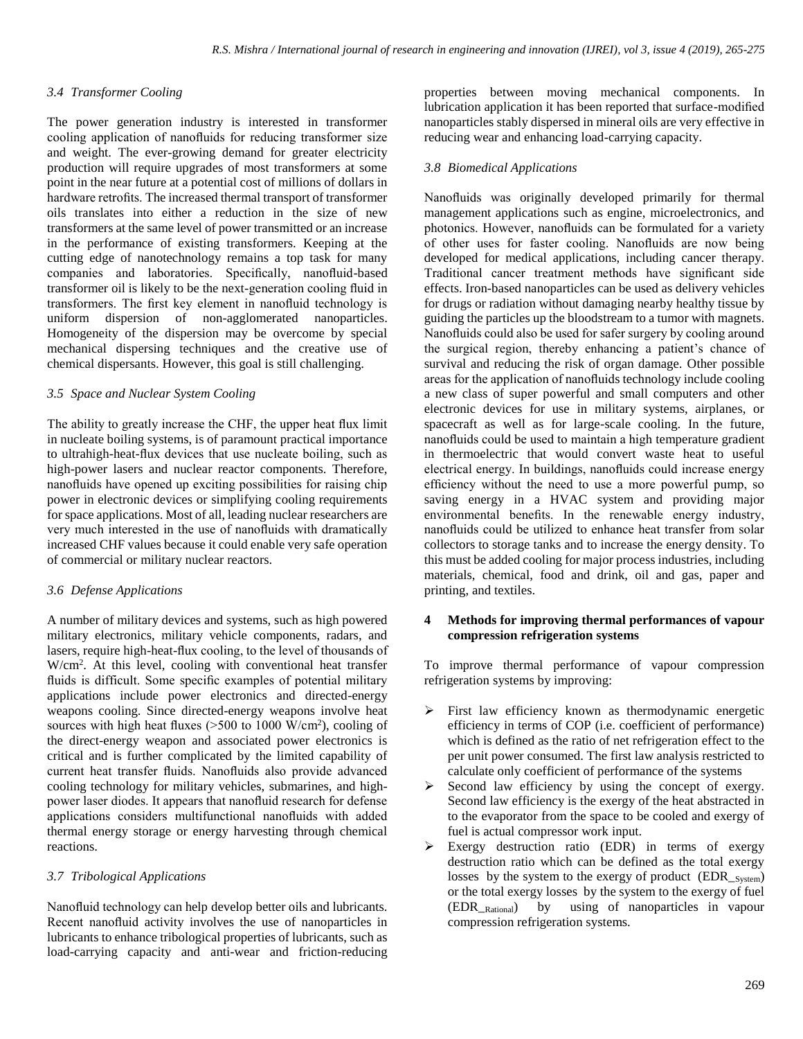### 3.4 Transformer Cooling

The power generation industry is interested in transformer cooling application of nanofluids for reducing transformer size and weight. The ever-growing demand for greater electricity production will require upgrades of most transformers at some point in the near future at a potential cost of millions of dollars in hardware retrofits. The increased thermal transport of transformer oils translates into either a reduction in the size of new transformers at the same level of power transmitted or an increase in the performance of existing transformers. Keeping at the cutting edge of nanotechnology remains a top task for many companies and laboratories. Specifically, nanofluid-based transformer oil is likely to be the next-generation cooling fluid in transformers. The first key element in nanofluid technology is uniform dispersion of non-agglomerated nanoparticles. Homogeneity of the dispersion may be overcome by special mechanical dispersing techniques and the creative use of chemical dispersants. However, this goal is still challenging.

### 3.5 Space and Nuclear System Cooling

The ability to greatly increase the CHF, the upper heat flux limit in nucleate boiling systems, is of paramount practical importance to ultrahigh-heat-flux devices that use nucleate boiling, such as high-power lasers and nuclear reactor components. Therefore, nanofluids have opened up exciting possibilities for raising chip power in electronic devices or simplifying cooling requirements for space applications. Most of all, leading nuclear researchers are very much interested in the use of nanofluids with dramatically increased CHF values because it could enable very safe operation of commercial or military nuclear reactors.

### 3.6 Defense Applications

A number of military devices and systems, such as high powered military electronics, military vehicle components, radars, and lasers, require high-heat-flux cooling, to the level of thousands of $W/cm^2$. At this level, cooling with conventional heat transfer fluids is difficult. Some specific examples of potential military applications include power electronics and directed-energy weapons cooling. Since directed-energy weapons involve heat sources with high heat fluxes (>500 to 1000 $W/cm^2$), cooling of the direct-energy weapon and associated power electronics is critical and is further complicated by the limited capability of current heat transfer fluids. Nanofluids also provide advanced cooling technology for military vehicles, submarines, and high-power laser diodes. It appears that nanofluid research for defense applications considers multifunctional nanofluids with added thermal energy storage or energy harvesting through chemical reactions.

### 3.7 Tribological Applications

Nanofluid technology can help develop better oils and lubricants. Recent nanofluid activity involves the use of nanoparticles in lubricants to enhance tribological properties of lubricants, such as load-carrying capacity and anti-wear and friction-reducing properties between moving mechanical components. In lubrication application it has been reported that surface-modified nanoparticles stably dispersed in mineral oils are very effective in reducing wear and enhancing load-carrying capacity.

### 3.8 Biomedical Applications

Nanofluids was originally developed primarily for thermal management applications such as engine, microelectronics, and photonics. However, nanofluids can be formulated for a variety of other uses for faster cooling. Nanofluids are now being developed for medical applications, including cancer therapy. Traditional cancer treatment methods have significant side effects. Iron-based nanoparticles can be used as delivery vehicles for drugs or radiation without damaging nearby healthy tissue by guiding the particles up the bloodstream to a tumor with magnets. Nanofluids could also be used for safer surgery by cooling around the surgical region, thereby enhancing a patient's chance of survival and reducing the risk of organ damage. Other possible areas for the application of nanofluids technology include cooling a new class of super powerful and small computers and other electronic devices for use in military systems, airplanes, or spacecraft as well as for large-scale cooling. In the future, nanofluids could be used to maintain a high temperature gradient in thermoelectric that would convert waste heat to useful electrical energy. In buildings, nanofluids could increase energy efficiency without the need to use a more powerful pump, so saving energy in a HVAC system and providing major environmental benefits. In the renewable energy industry, nanofluids could be utilized to enhance heat transfer from solar collectors to storage tanks and to increase the energy density. To this must be added cooling for major process industries, including materials, chemical, food and drink, oil and gas, paper and printing, and textiles.

## 4 Methods for improving thermal performances of vapour compression refrigeration systems

To improve thermal performance of vapour compression refrigeration systems by improving:

- First law efficiency known as thermodynamic energetic efficiency in terms of COP (i.e. coefficient of performance) which is defined as the ratio of net refrigeration effect to the per unit power consumed. The first law analysis restricted to calculate only coefficient of performance of the systems
- Second law efficiency by using the concept of exergy. Second law efficiency is the exergy of the heat abstracted in to the evaporator from the space to be cooled and exergy of fuel is actual compressor work input.
- Exergy destruction ratio (EDR) in terms of exergy destruction ratio which can be defined as the total exergy losses by the system to the exergy of product ($EDR_{\_System}$) or the total exergy losses by the system to the exergy of fuel ($EDR_{\_Rational}$) by using of nanoparticles in vapour compression refrigeration systems.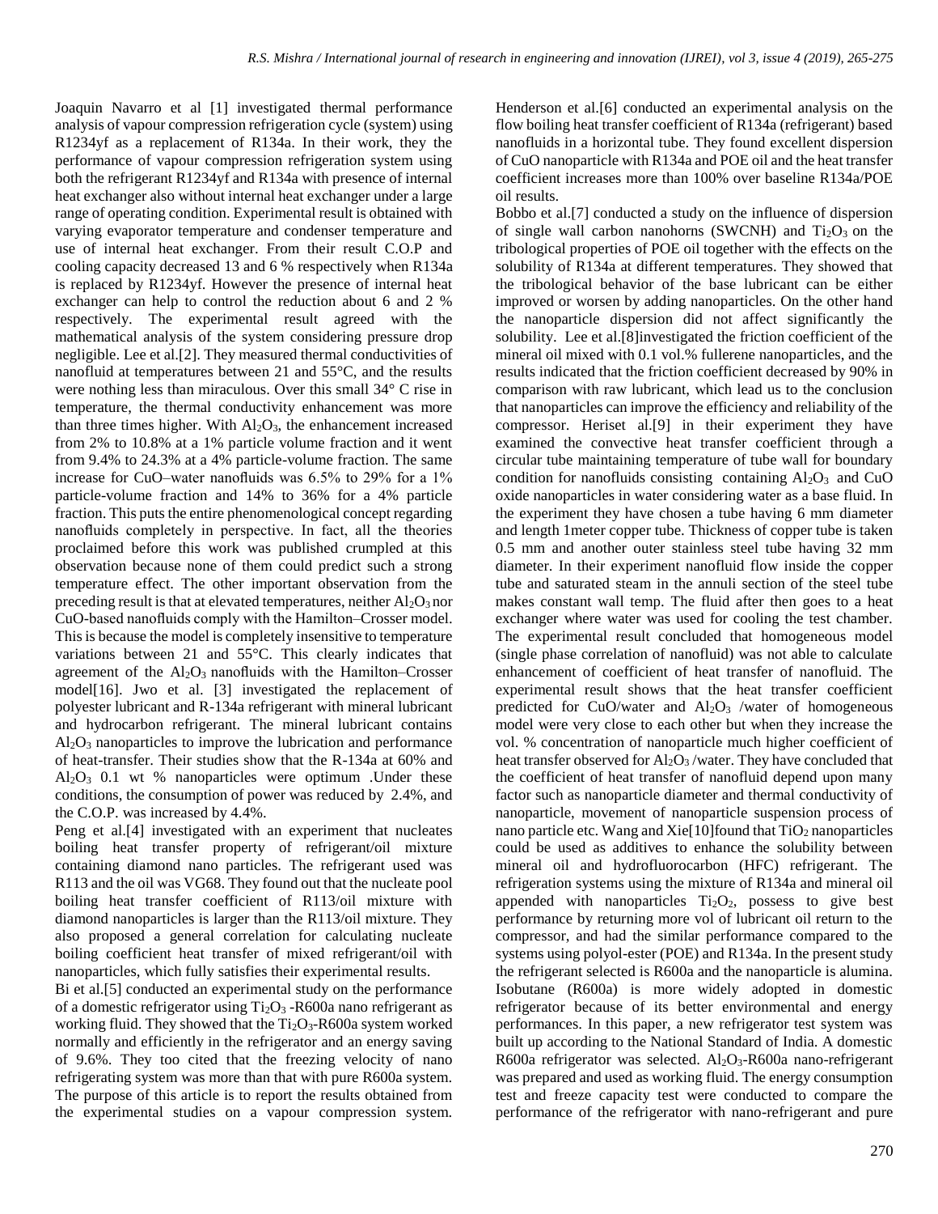Joaquin Navarro et al [1] investigated thermal performance analysis of vapour compression refrigeration cycle (system) using R1234yf as a replacement of R134a. In their work, they the performance of vapour compression refrigeration system using both the refrigerant R1234yf and R134a with presence of internal heat exchanger also without internal heat exchanger under a large range of operating condition. Experimental result is obtained with varying evaporator temperature and condenser temperature and use of internal heat exchanger. From their result C.O.P and cooling capacity decreased 13 and 6 % respectively when R134a is replaced by R1234yf. However the presence of internal heat exchanger can help to control the reduction about 6 and 2 % respectively. The experimental result agreed with the mathematical analysis of the system considering pressure drop negligible. Lee et al.[2]. They measured thermal conductivities of nanofluid at temperatures between 21 and 55°C, and the results were nothing less than miraculous. Over this small 34° C rise in temperature, the thermal conductivity enhancement was more than three times higher. With $Al_2O_3$, the enhancement increased from 2% to 10.8% at a 1% particle volume fraction and it went from 9.4% to 24.3% at a 4% particle-volume fraction. The same increase for CuO–water nanofluids was 6.5% to 29% for a 1% particle-volume fraction and 14% to 36% for a 4% particle fraction. This puts the entire phenomenological concept regarding nanofluids completely in perspective. In fact, all the theories proclaimed before this work was published crumpled at this observation because none of them could predict such a strong temperature effect. The other important observation from the preceding result is that at elevated temperatures, neither $Al_2O_3$ nor CuO-based nanofluids comply with the Hamilton–Crosser model. This is because the model is completely insensitive to temperature variations between 21 and 55°C. This clearly indicates that agreement of the $Al_2O_3$ nanofluids with the Hamilton–Crosser model[16]. Jwo et al. [3] investigated the replacement of polyester lubricant and R-134a refrigerant with mineral lubricant and hydrocarbon refrigerant. The mineral lubricant contains $Al_2O_3$ nanoparticles to improve the lubrication and performance of heat-transfer. Their studies show that the R-134a at 60% and $Al_2O_3$ 0.1 wt % nanoparticles were optimum .Under these conditions, the consumption of power was reduced by 2.4%, and the C.O.P. was increased by 4.4%.

Peng et al.[4] investigated with an experiment that nucleates boiling heat transfer property of refrigerant/oil mixture containing diamond nano particles. The refrigerant used was R113 and the oil was VG68. They found out that the nucleate pool boiling heat transfer coefficient of R113/oil mixture with diamond nanoparticles is larger than the R113/oil mixture. They also proposed a general correlation for calculating nucleate boiling coefficient heat transfer of mixed refrigerant/oil with nanoparticles, which fully satisfies their experimental results.

Bi et al.[5] conducted an experimental study on the performance of a domestic refrigerator using $Ti_2O_3$ -R600a nano refrigerant as working fluid. They showed that the $Ti_2O_3$-R600a system worked normally and efficiently in the refrigerator and an energy saving of 9.6%. They too cited that the freezing velocity of nano refrigerating system was more than that with pure R600a system. The purpose of this article is to report the results obtained from the experimental studies on a vapour compression system. Henderson et al.[6] conducted an experimental analysis on the flow boiling heat transfer coefficient of R134a (refrigerant) based nanofluids in a horizontal tube. They found excellent dispersion of CuO nanoparticle with R134a and POE oil and the heat transfer coefficient increases more than 100% over baseline R134a/POE oil results.

Bobbo et al.[7] conducted a study on the influence of dispersion of single wall carbon nanohorns (SWCNH) and $Ti_2O_3$ on the tribological properties of POE oil together with the effects on the solubility of R134a at different temperatures. They showed that the tribological behavior of the base lubricant can be either improved or worsen by adding nanoparticles. On the other hand the nanoparticle dispersion did not affect significantly the solubility. Lee et al.[8]investigated the friction coefficient of the mineral oil mixed with 0.1 vol.% fullerene nanoparticles, and the results indicated that the friction coefficient decreased by 90% in comparison with raw lubricant, which lead us to the conclusion that nanoparticles can improve the efficiency and reliability of the compressor. Heriset al.[9] in their experiment they have examined the convective heat transfer coefficient through a circular tube maintaining temperature of tube wall for boundary condition for nanofluids consisting containing $Al_2O_3$ and CuO oxide nanoparticles in water considering water as a base fluid. In the experiment they have chosen a tube having 6 mm diameter and length 1meter copper tube. Thickness of copper tube is taken 0.5 mm and another outer stainless steel tube having 32 mm diameter. In their experiment nanofluid flow inside the copper tube and saturated steam in the annuli section of the steel tube makes constant wall temp. The fluid after then goes to a heat exchanger where water was used for cooling the test chamber. The experimental result concluded that homogeneous model (single phase correlation of nanofluid) was not able to calculate enhancement of coefficient of heat transfer of nanofluid. The experimental result shows that the heat transfer coefficient predicted for CuO/water and $Al_2O_3$ /water of homogeneous model were very close to each other but when they increase the vol. % concentration of nanoparticle much higher coefficient of heat transfer observed for $Al_2O_3$ /water. They have concluded that the coefficient of heat transfer of nanofluid depend upon many factor such as nanoparticle diameter and thermal conductivity of nanoparticle, movement of nanoparticle suspension process of nano particle etc. Wang and Xie[10]found that $TiO_2$ nanoparticles could be used as additives to enhance the solubility between mineral oil and hydrofluorocarbon (HFC) refrigerant. The refrigeration systems using the mixture of R134a and mineral oil appended with nanoparticles $Ti_2O_2$, possess to give best performance by returning more vol of lubricant oil return to the compressor, and had the similar performance compared to the systems using polyol-ester (POE) and R134a. In the present study the refrigerant selected is R600a and the nanoparticle is alumina. Isobutane (R600a) is more widely adopted in domestic refrigerator because of its better environmental and energy performances. In this paper, a new refrigerator test system was built up according to the National Standard of India. A domestic R600a refrigerator was selected. $Al_2O_3$-R600a nano-refrigerant was prepared and used as working fluid. The energy consumption test and freeze capacity test were conducted to compare the performance of the refrigerator with nano-refrigerant and pure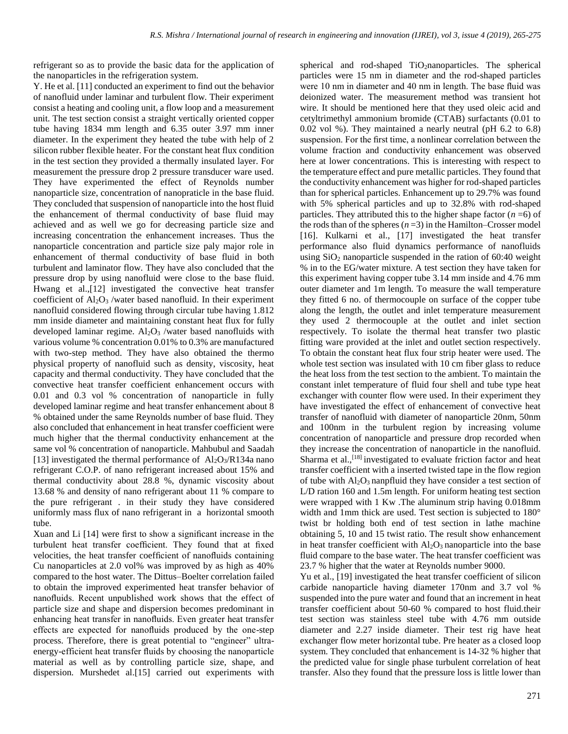refrigerant so as to provide the basic data for the application of the nanoparticles in the refrigeration system.

Y. He et al. [11] conducted an experiment to find out the behavior of nanofluid under laminar and turbulent flow. Their experiment consist a heating and cooling unit, a flow loop and a measurement unit. The test section consist a straight vertically oriented copper tube having 1834 mm length and 6.35 outer 3.97 mm inner diameter. In the experiment they heated the tube with help of 2 silicon rubber flexible heater. For the constant heat flux condition in the test section they provided a thermally insulated layer. For measurement the pressure drop 2 pressure transducer ware used. They have experimented the effect of Reynolds number nanoparticle size, concentration of nanopraticle in the base fluid. They concluded that suspension of nanoparticle into the host fluid the enhancement of thermal conductivity of base fluid may achieved and as well we go for decreasing particle size and increasing concentration the enhancement increases. Thus the nanoparticle concentration and particle size paly major role in enhancement of thermal conductivity of base fluid in both turbulent and laminator flow. They have also concluded that the pressure drop by using nanofluid were close to the base fluid. Hwang et al.,[12] investigated the convective heat transfer coefficient of $Al_2O_3$ /water based nanofluid. In their experiment nanofluid considered flowing through circular tube having 1.812 mm inside diameter and maintaining constant heat flux for fully developed laminar regime. $Al_2O_3$ /water based nanofluids with various volume % concentration 0.01% to 0.3% are manufactured with two-step method. They have also obtained the thermo physical property of nanofluid such as density, viscosity, heat capacity and thermal conductivity. They have concluded that the convective heat transfer coefficient enhancement occurs with 0.01 and 0.3 vol % concentration of nanoparticle in fully developed laminar regime and heat transfer enhancement about 8 % obtained under the same Reynolds number of base fluid. They also concluded that enhancement in heat transfer coefficient were much higher that the thermal conductivity enhancement at the same vol % concentration of nanoparticle. Mahbubul and Saadah [13] investigated the thermal performance of $Al_2O_3$/R134a nano refrigerant C.O.P. of nano refrigerant increased about 15% and thermal conductivity about 28.8 %, dynamic viscosity about 13.68 % and density of nano refrigerant about 11 % compare to the pure refrigerant . in their study they have considered uniformly mass flux of nano refrigerant in a horizontal smooth tube.

Xuan and Li [14] were first to show a significant increase in the turbulent heat transfer coefficient. They found that at fixed velocities, the heat transfer coefficient of nanofluids containing Cu nanoparticles at 2.0 vol% was improved by as high as 40% compared to the host water. The Dittus–Boelter correlation failed to obtain the improved experimented heat transfer behavior of nanofluids. Recent unpublished work shows that the effect of particle size and shape and dispersion becomes predominant in enhancing heat transfer in nanofluids. Even greater heat transfer effects are expected for nanofluids produced by the one-step process. Therefore, there is great potential to "engineer" ultra-energy-efficient heat transfer fluids by choosing the nanoparticle material as well as by controlling particle size, shape, and dispersion. Murshedet al.[15] carried out experiments with spherical and rod-shaped $TiO_2$nanoparticles. The spherical particles were 15 nm in diameter and the rod-shaped particles were 10 nm in diameter and 40 nm in length. The base fluid was deionized water. The measurement method was transient hot wire. It should be mentioned here that they used oleic acid and cetyltrimethyl ammonium bromide (CTAB) surfactants (0.01 to 0.02 vol %). They maintained a nearly neutral (pH 6.2 to 6.8) suspension. For the first time, a nonlinear correlation between the volume fraction and conductivity enhancement was observed here at lower concentrations. This is interesting with respect to the temperature effect and pure metallic particles. They found that the conductivity enhancement was higher for rod-shaped particles than for spherical particles. Enhancement up to 29.7% was found with 5% spherical particles and up to 32.8% with rod-shaped particles. They attributed this to the higher shape factor ($n$ =6) of the rods than of the spheres ($n$ =3) in the Hamilton–Crosser model [16]. Kulkarni et al., [17] investigated the heat transfer performance also fluid dynamics performance of nanofluids using $SiO_2$ nanoparticle suspended in the ration of 60:40 weight % in to the EG/water mixture. A test section they have taken for this experiment having copper tube 3.14 mm inside and 4.76 mm outer diameter and 1m length. To measure the wall temperature they fitted 6 no. of thermocouple on surface of the copper tube along the length, the outlet and inlet temperature measurement they used 2 thermocouple at the outlet and inlet section respectively. To isolate the thermal heat transfer two plastic fitting ware provided at the inlet and outlet section respectively. To obtain the constant heat flux four strip heater were used. The whole test section was insulated with 10 cm fiber glass to reduce the heat loss from the test section to the ambient. To maintain the constant inlet temperature of fluid four shell and tube type heat exchanger with counter flow were used. In their experiment they have investigated the effect of enhancement of convective heat transfer of nanofluid with diameter of nanoparticle 20nm, 50nm and 100nm in the turbulent region by increasing volume concentration of nanoparticle and pressure drop recorded when they increase the concentration of nanoparticle in the nanofluid. Sharma et al.,[18] investigated to evaluate friction factor and heat transfer coefficient with a inserted twisted tape in the flow region of tube with $Al_2O_3$ nanpfluid they have consider a test section of L/D ration 160 and 1.5m length. For uniform heating test section were wrapped with 1 Kw .The aluminum strip having 0.018mm width and 1mm thick are used. Test section is subjected to 180° twist br holding both end of test section in lathe machine obtaining 5, 10 and 15 twist ratio. The result show enhancement in heat transfer coefficient with $Al_2O_3$ nanoparticle into the base fluid compare to the base water. The heat transfer coefficient was 23.7 % higher that the water at Reynolds number 9000.

Yu et al., [19] investigated the heat transfer coefficient of silicon carbide nanoparticle having diameter 170nm and 3.7 vol % suspended into the pure water and found that an increment in heat transfer coefficient about 50-60 % compared to host fluid.their test section was stainless steel tube with 4.76 mm outside diameter and 2.27 inside diameter. Their test rig have heat exchanger flow meter horizontal tube. Pre heater as a closed loop system. They concluded that enhancement is 14-32 % higher that the predicted value for single phase turbulent correlation of heat transfer. Also they found that the pressure loss is little lower than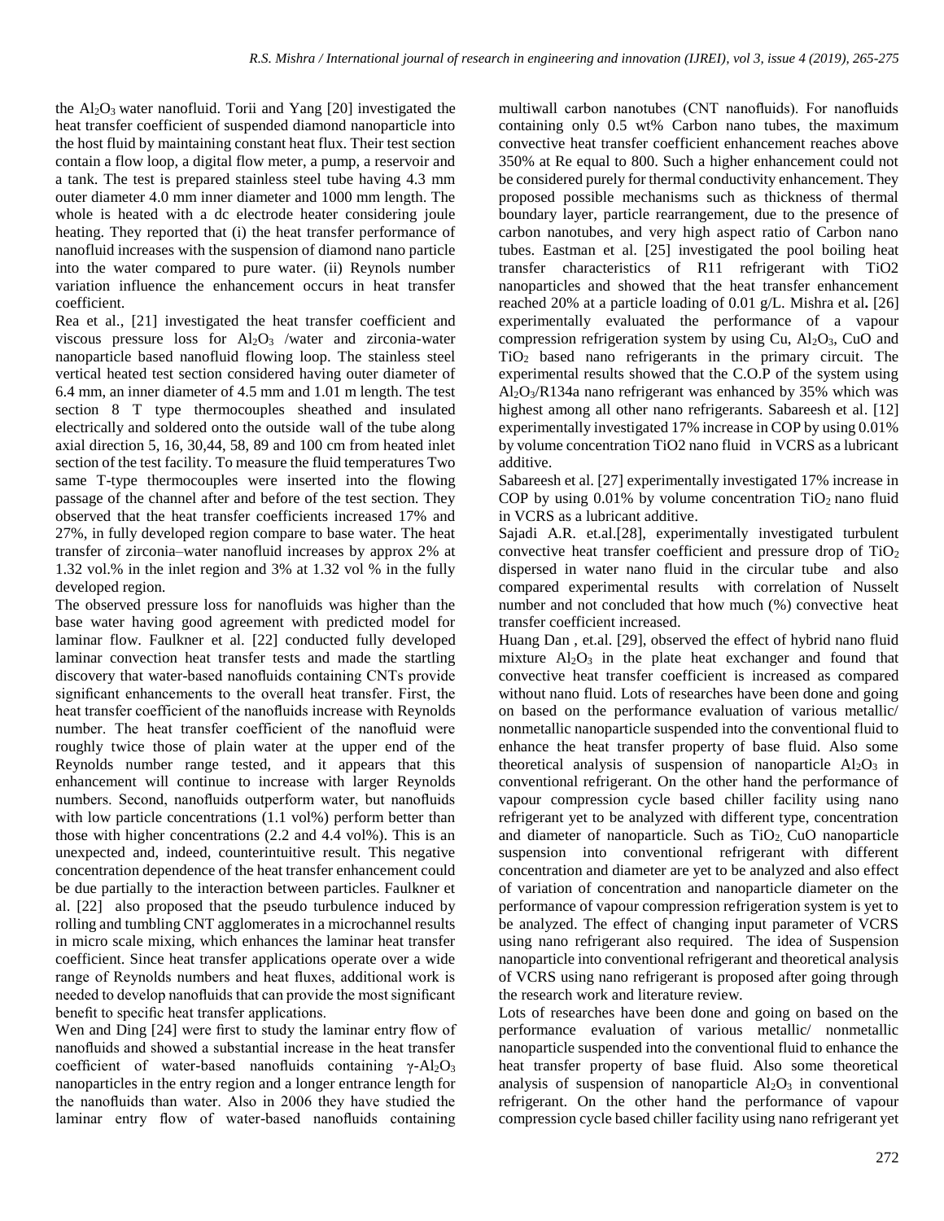the $Al_2O_3$ water nanofluid. Torii and Yang [20] investigated the heat transfer coefficient of suspended diamond nanoparticle into the host fluid by maintaining constant heat flux. Their test section contain a flow loop, a digital flow meter, a pump, a reservoir and a tank. The test is prepared stainless steel tube having 4.3 mm outer diameter 4.0 mm inner diameter and 1000 mm length. The whole is heated with a dc electrode heater considering joule heating. They reported that (i) the heat transfer performance of nanofluid increases with the suspension of diamond nano particle into the water compared to pure water. (ii) Reynols number variation influence the enhancement occurs in heat transfer coefficient.

Rea et al., [21] investigated the heat transfer coefficient and viscous pressure loss for $Al_2O_3$ /water and zirconia-water nanoparticle based nanofluid flowing loop. The stainless steel vertical heated test section considered having outer diameter of 6.4 mm, an inner diameter of 4.5 mm and 1.01 m length. The test section 8 T type thermocouples sheathed and insulated electrically and soldered onto the outside wall of the tube along axial direction 5, 16, 30,44, 58, 89 and 100 cm from heated inlet section of the test facility. To measure the fluid temperatures Two same T-type thermocouples were inserted into the flowing passage of the channel after and before of the test section. They observed that the heat transfer coefficients increased 17% and 27%, in fully developed region compare to base water. The heat transfer of zirconia–water nanofluid increases by approx 2% at 1.32 vol.% in the inlet region and 3% at 1.32 vol % in the fully developed region.

The observed pressure loss for nanofluids was higher than the base water having good agreement with predicted model for laminar flow. Faulkner et al. [22] conducted fully developed laminar convection heat transfer tests and made the startling discovery that water-based nanofluids containing CNTs provide significant enhancements to the overall heat transfer. First, the heat transfer coefficient of the nanofluids increase with Reynolds number. The heat transfer coefficient of the nanofluid were roughly twice those of plain water at the upper end of the Reynolds number range tested, and it appears that this enhancement will continue to increase with larger Reynolds numbers. Second, nanofluids outperform water, but nanofluids with low particle concentrations (1.1 vol%) perform better than those with higher concentrations (2.2 and 4.4 vol%). This is an unexpected and, indeed, counterintuitive result. This negative concentration dependence of the heat transfer enhancement could be due partially to the interaction between particles. Faulkner et al. [22] also proposed that the pseudo turbulence induced by rolling and tumbling CNT agglomerates in a microchannel results in micro scale mixing, which enhances the laminar heat transfer coefficient. Since heat transfer applications operate over a wide range of Reynolds numbers and heat fluxes, additional work is needed to develop nanofluids that can provide the most significant benefit to specific heat transfer applications.

Wen and Ding [24] were first to study the laminar entry flow of nanofluids and showed a substantial increase in the heat transfer coefficient of water-based nanofluids containing $\gamma$-$Al_2O_3$ nanoparticles in the entry region and a longer entrance length for the nanofluids than water. Also in 2006 they have studied the laminar entry flow of water-based nanofluids containing multiwall carbon nanotubes (CNT nanofluids). For nanofluids containing only 0.5 wt% Carbon nano tubes, the maximum convective heat transfer coefficient enhancement reaches above 350% at Re equal to 800. Such a higher enhancement could not be considered purely for thermal conductivity enhancement. They proposed possible mechanisms such as thickness of thermal boundary layer, particle rearrangement, due to the presence of carbon nanotubes, and very high aspect ratio of Carbon nano tubes. Eastman et al. [25] investigated the pool boiling heat transfer characteristics of R11 refrigerant with TiO2 nanoparticles and showed that the heat transfer enhancement reached 20% at a particle loading of 0.01 g/L. Mishra et al**.** [26] experimentally evaluated the performance of a vapour compression refrigeration system by using Cu, $Al_2O_3$, CuO and $TiO_2$ based nano refrigerants in the primary circuit. The experimental results showed that the C.O.P of the system using $Al_2O_3$/R134a nano refrigerant was enhanced by 35% which was highest among all other nano refrigerants. Sabareesh et al. [12] experimentally investigated 17% increase in COP by using 0.01% by volume concentration TiO2 nano fluid in VCRS as a lubricant additive.

Sabareesh et al. [27] experimentally investigated 17% increase in COP by using 0.01% by volume concentration $TiO_2$ nano fluid in VCRS as a lubricant additive.

Sajadi A.R. et.al.[28], experimentally investigated turbulent convective heat transfer coefficient and pressure drop of $TiO_2$ dispersed in water nano fluid in the circular tube and also compared experimental results with correlation of Nusselt number and not concluded that how much (%) convective heat transfer coefficient increased.

Huang Dan , et.al. [29], observed the effect of hybrid nano fluid mixture $Al_2O_3$ in the plate heat exchanger and found that convective heat transfer coefficient is increased as compared without nano fluid. Lots of researches have been done and going on based on the performance evaluation of various metallic/ nonmetallic nanoparticle suspended into the conventional fluid to enhance the heat transfer property of base fluid. Also some theoretical analysis of suspension of nanoparticle $Al_2O_3$ in conventional refrigerant. On the other hand the performance of vapour compression cycle based chiller facility using nano refrigerant yet to be analyzed with different type, concentration and diameter of nanoparticle. Such as $TiO_2$, CuO nanoparticle suspension into conventional refrigerant with different concentration and diameter are yet to be analyzed and also effect of variation of concentration and nanoparticle diameter on the performance of vapour compression refrigeration system is yet to be analyzed. The effect of changing input parameter of VCRS using nano refrigerant also required. The idea of Suspension nanoparticle into conventional refrigerant and theoretical analysis of VCRS using nano refrigerant is proposed after going through the research work and literature review.

Lots of researches have been done and going on based on the performance evaluation of various metallic/ nonmetallic nanoparticle suspended into the conventional fluid to enhance the heat transfer property of base fluid. Also some theoretical analysis of suspension of nanoparticle $Al_2O_3$ in conventional refrigerant. On the other hand the performance of vapour compression cycle based chiller facility using nano refrigerant yet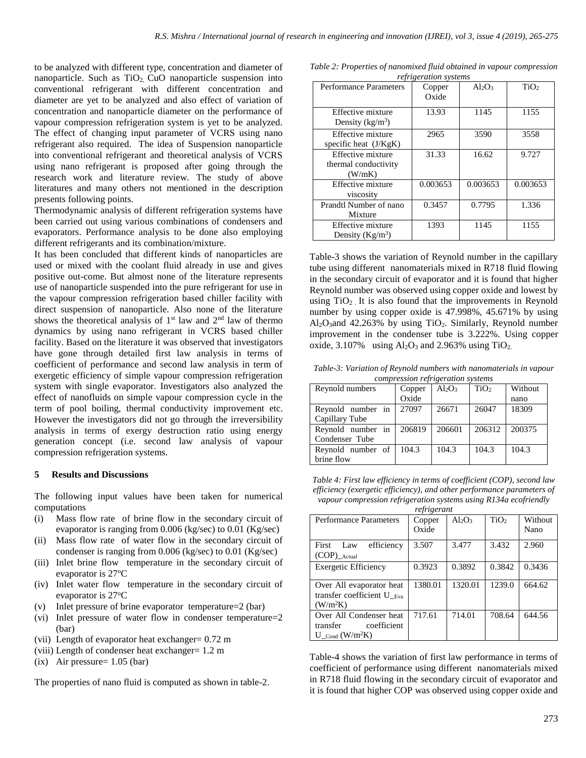to be analyzed with different type, concentration and diameter of nanoparticle. Such as $TiO_2$, CuO nanoparticle suspension into conventional refrigerant with different concentration and diameter are yet to be analyzed and also effect of variation of concentration and nanoparticle diameter on the performance of vapour compression refrigeration system is yet to be analyzed. The effect of changing input parameter of VCRS using nano refrigerant also required. The idea of Suspension nanoparticle into conventional refrigerant and theoretical analysis of VCRS using nano refrigerant is proposed after going through the research work and literature review. The study of above literatures and many others not mentioned in the description presents following points.

Thermodynamic analysis of different refrigeration systems have been carried out using various combinations of condensers and evaporators. Performance analysis to be done also employing different refrigerants and its combination/mixture.

It has been concluded that different kinds of nanoparticles are used or mixed with the coolant fluid already in use and gives positive out-come. But almost none of the literature represents use of nanoparticle suspended into the pure refrigerant for use in the vapour compression refrigeration based chiller facility with direct suspension of nanoparticle. Also none of the literature shows the theoretical analysis of 1st law and 2nd law of thermo dynamics by using nano refrigerant in VCRS based chiller facility. Based on the literature it was observed that investigators have gone through detailed first law analysis in terms of coefficient of performance and second law analysis in term of exergetic efficiency of simple vapour compression refrigeration system with single evaporator. Investigators also analyzed the effect of nanofluids on simple vapour compression cycle in the term of pool boiling, thermal conductivity improvement etc. However the investigators did not go through the irreversibility analysis in terms of exergy destruction ratio using energy generation concept (i.e. second law analysis of vapour compression refrigeration systems.

## 5 Results and Discussions

The following input values have been taken for numerical computations

- (i) Mass flow rate of brine flow in the secondary circuit of evaporator is ranging from 0.006 (kg/sec) to 0.01 (Kg/sec)
- (ii) Mass flow rate of water flow in the secondary circuit of condenser is ranging from 0.006 (kg/sec) to 0.01 (Kg/sec)
- (iii) Inlet brine flow temperature in the secondary circuit of evaporator is 27°C
- (iv) Inlet water flow temperature in the secondary circuit of evaporator is 27°C
- (v) Inlet pressure of brine evaporator temperature=2 (bar)
- (vi) Inlet pressure of water flow in condenser temperature=2 (bar)
- (vii) Length of evaporator heat exchanger= 0.72 m
- (viii) Length of condenser heat exchanger= 1.2 m
- (ix) Air pressure= 1.05 (bar)

The properties of nano fluid is computed as shown in table-2.

*Table 2: Properties of nanomixed fluid obtained in vapour compression refrigeration systems*

| Performance Parameters | Copper Oxide | $Al_2O_3$ | $TiO_2$ |
|---|---|---|---|
| Effective mixture Density ($kg/m^3$) | 13.93 | 1145 | 1155 |
| Effective mixture specific heat (J/KgK) | 2965 | 3590 | 3558 |
| Effective mixture thermal conductivity (W/mK) | 31.33 | 16.62 | 9.727 |
| Effective mixture viscosity | 0.003653 | 0.003653 | 0.003653 |
| Prandtl Number of nano Mixture | 0.3457 | 0.7795 | 1.336 |
| Effective mixture Density ($Kg/m^3$) | 1393 | 1145 | 1155 |

Table-3 shows the variation of Reynold number in the capillary tube using different nanomaterials mixed in R718 fluid flowing in the secondary circuit of evaporator and it is found that higher Reynold number was observed using copper oxide and lowest by using $TiO_2$. It is also found that the improvements in Reynold number by using copper oxide is 47.998%, 45.671% by using $Al_2O_3$and 42.263% by using $TiO_2$. Similarly, Reynold number improvement in the condenser tube is 3.222%. Using copper oxide, 3.107% using $Al_2O_3$ and 2.963% using $TiO_2$.

*Table-3: Variation of Reynold numbers with nanomaterials in vapour compression refrigeration systems*

| Reynold numbers | Copper Oxide | $Al_2O_3$ | $TiO_2$ | Without nano |
|---|---|---|---|---|
| Reynold number in Capillary Tube | 27097 | 26671 | 26047 | 18309 |
| Reynold number in Condenser Tube | 206819 | 206601 | 206312 | 200375 |
| Reynold number of brine flow | 104.3 | 104.3 | 104.3 | 104.3 |

*Table 4: First law efficiency in terms of coefficient (COP), second law efficiency (exergetic efficiency), and other performance parameters of vapour compression refrigeration systems using R134a ecofriendly refrigerant*

| Performance Parameters | Copper Oxide | $Al_2O_3$ | $TiO_2$ | Without Nano |
|---|---|---|---|---|
| First Law efficiency $(COP)_{\_Actual}$ | 3.507 | 3.477 | 3.432 | 2.960 |
| Exergetic Efficiency | 0.3923 | 0.3892 | 0.3842 | 0.3436 |
| Over All evaporator heat transfer coefficient $U_{\_Eva}$ ($W/m^2K$) | 1380.01 | 1320.01 | 1239.0 | 664.62 |
| Over All Condenser heat transfer coefficient $U_{\_Cond}$ ($W/m^2K$) | 717.61 | 714.01 | 708.64 | 644.56 |

Table-4 shows the variation of first law performance in terms of coefficient of performance using different nanomaterials mixed in R718 fluid flowing in the secondary circuit of evaporator and it is found that higher COP was observed using copper oxide and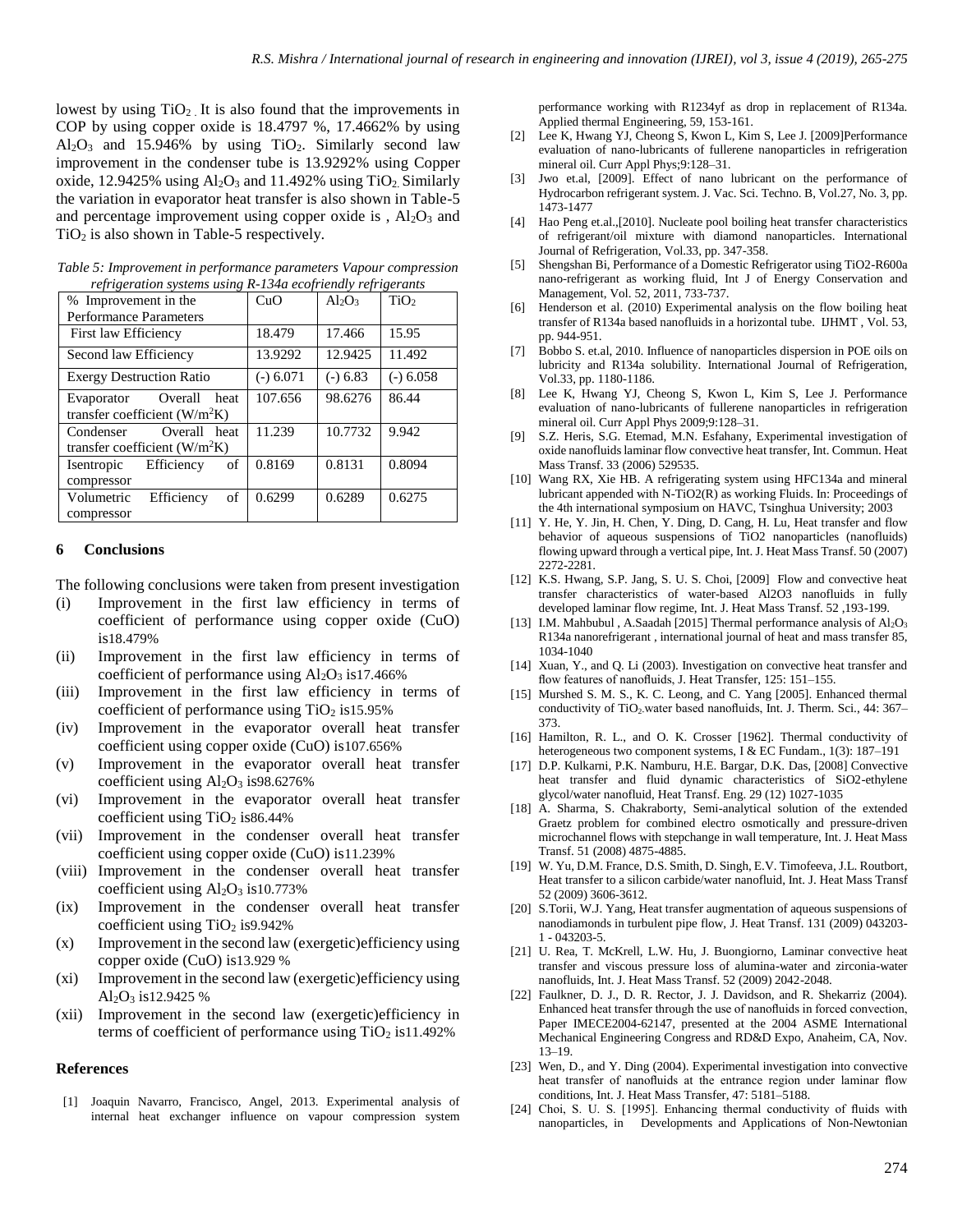lowest by using $TiO_2$. It is also found that the improvements in COP by using copper oxide is 18.4797 %, 17.4662% by using $Al_2O_3$ and 15.946% by using $TiO_2$. Similarly second law improvement in the condenser tube is 13.9292% using Copper oxide, 12.9425% using $Al_2O_3$ and 11.492% using $TiO_2$. Similarly the variation in evaporator heat transfer is also shown in Table-5 and percentage improvement using copper oxide is , $Al_2O_3$ and $TiO_2$ is also shown in Table-5 respectively.

*Table 5: Improvement in performance parameters Vapour compression refrigeration systems using R-134a ecofriendly refrigerants*

| % Improvement in the Performance Parameters | CuO | $Al_2O_3$ | $TiO_2$ |
|---|---|---|---|
| First law Efficiency | 18.479 | 17.466 | 15.95 |
| Second law Efficiency | 13.9292 | 12.9425 | 11.492 |
| Exergy Destruction Ratio | (-) 6.071 | (-) 6.83 | (-) 6.058 |
| Evaporator Overall heat transfer coefficient ($W/m^2K$) | 107.656 | 98.6276 | 86.44 |
| Condenser Overall heat transfer coefficient ($W/m^2K$) | 11.239 | 10.7732 | 9.942 |
| Isentropic Efficiency of compressor | 0.8169 | 0.8131 | 0.8094 |
| Volumetric Efficiency of compressor | 0.6299 | 0.6289 | 0.6275 |

## 6 Conclusions

The following conclusions were taken from present investigation

(i) Improvement in the first law efficiency in terms of coefficient of performance using copper oxide (CuO) is18.479%
(ii) Improvement in the first law efficiency in terms of coefficient of performance using $Al_2O_3$ is17.466%
(iii) Improvement in the first law efficiency in terms of coefficient of performance using $TiO_2$ is15.95%
(iv) Improvement in the evaporator overall heat transfer coefficient using copper oxide (CuO) is107.656%
(v) Improvement in the evaporator overall heat transfer coefficient using $Al_2O_3$ is98.6276%
(vi) Improvement in the evaporator overall heat transfer coefficient using $TiO_2$ is86.44%
(vii) Improvement in the condenser overall heat transfer coefficient using copper oxide (CuO) is11.239%
(viii) Improvement in the condenser overall heat transfer coefficient using $Al_2O_3$ is10.773%
(ix) Improvement in the condenser overall heat transfer coefficient using $TiO_2$ is9.942%
(x) Improvement in the second law (exergetic)efficiency using copper oxide (CuO) is13.929 %
(xi) Improvement in the second law (exergetic)efficiency using $Al_2O_3$ is12.9425 %
(xii) Improvement in the second law (exergetic)efficiency in terms of coefficient of performance using $TiO_2$ is11.492%

## References

[1] Joaquin Navarro, Francisco, Angel, 2013. Experimental analysis of internal heat exchanger influence on vapour compression system performance working with R1234yf as drop in replacement of R134a. Applied thermal Engineering, 59, 153-161.

[2] Lee K, Hwang YJ, Cheong S, Kwon L, Kim S, Lee J. [2009]Performance evaluation of nano-lubricants of fullerene nanoparticles in refrigeration mineral oil. Curr Appl Phys;9:128–31.

[3] Jwo et.al, [2009]. Effect of nano lubricant on the performance of Hydrocarbon refrigerant system. J. Vac. Sci. Techno. B, Vol.27, No. 3, pp. 1473-1477

[4] Hao Peng et.al.,[2010]. Nucleate pool boiling heat transfer characteristics of refrigerant/oil mixture with diamond nanoparticles. International Journal of Refrigeration, Vol.33, pp. 347-358.

[5] Shengshan Bi, Performance of a Domestic Refrigerator using TiO2-R600a nano-refrigerant as working fluid, Int J of Energy Conservation and Management, Vol. 52, 2011, 733-737.

[6] Henderson et al. (2010) Experimental analysis on the flow boiling heat transfer of R134a based nanofluids in a horizontal tube. IJHMT , Vol. 53, pp. 944-951.

[7] Bobbo S. et.al, 2010. Influence of nanoparticles dispersion in POE oils on lubricity and R134a solubility. International Journal of Refrigeration, Vol.33, pp. 1180-1186.

[8] Lee K, Hwang YJ, Cheong S, Kwon L, Kim S, Lee J. Performance evaluation of nano-lubricants of fullerene nanoparticles in refrigeration mineral oil. Curr Appl Phys 2009;9:128–31.

[9] S.Z. Heris, S.G. Etemad, M.N. Esfahany, Experimental investigation of oxide nanofluids laminar flow convective heat transfer, Int. Commun. Heat Mass Transf. 33 (2006) 529535.

[10] Wang RX, Xie HB. A refrigerating system using HFC134a and mineral lubricant appended with N-TiO2(R) as working Fluids. In: Proceedings of the 4th international symposium on HAVC, Tsinghua University; 2003

[11] Y. He, Y. Jin, H. Chen, Y. Ding, D. Cang, H. Lu, Heat transfer and flow behavior of aqueous suspensions of TiO2 nanoparticles (nanofluids) flowing upward through a vertical pipe, Int. J. Heat Mass Transf. 50 (2007) 2272-2281.

[12] K.S. Hwang, S.P. Jang, S. U. S. Choi, [2009] Flow and convective heat transfer characteristics of water-based Al2O3 nanofluids in fully developed laminar flow regime, Int. J. Heat Mass Transf. 52 ,193-199.

[13] I.M. Mahbubul , A.Saadah [2015] Thermal performance analysis of $Al_2O_3$ R134a nanorefrigerant , international journal of heat and mass transfer 85, 1034-1040

[14] Xuan, Y., and Q. Li (2003). Investigation on convective heat transfer and flow features of nanofluids, J. Heat Transfer, 125: 151–155.

[15] Murshed S. M. S., K. C. Leong, and C. Yang [2005]. Enhanced thermal conductivity of $TiO_2$-water based nanofluids, Int. J. Therm. Sci., 44: 367–373.

[16] Hamilton, R. L., and O. K. Crosser [1962]. Thermal conductivity of heterogeneous two component systems, I & EC Fundam., 1(3): 187–191

[17] D.P. Kulkarni, P.K. Namburu, H.E. Bargar, D.K. Das, [2008] Convective heat transfer and fluid dynamic characteristics of SiO2-ethylene glycol/water nanofluid, Heat Transf. Eng. 29 (12) 1027-1035

[18] A. Sharma, S. Chakraborty, Semi-analytical solution of the extended Graetz problem for combined electro osmotically and pressure-driven microchannel flows with stepchange in wall temperature, Int. J. Heat Mass Transf. 51 (2008) 4875-4885.

[19] W. Yu, D.M. France, D.S. Smith, D. Singh, E.V. Timofeeva, J.L. Routbort, Heat transfer to a silicon carbide/water nanofluid, Int. J. Heat Mass Transf 52 (2009) 3606-3612.

[20] S.Torii, W.J. Yang, Heat transfer augmentation of aqueous suspensions of nanodiamonds in turbulent pipe flow, J. Heat Transf. 131 (2009) 043203-1 - 043203-5.

[21] U. Rea, T. McKrell, L.W. Hu, J. Buongiorno, Laminar convective heat transfer and viscous pressure loss of alumina-water and zirconia-water nanofluids, Int. J. Heat Mass Transf. 52 (2009) 2042-2048.

[22] Faulkner, D. J., D. R. Rector, J. J. Davidson, and R. Shekarriz (2004). Enhanced heat transfer through the use of nanofluids in forced convection, Paper IMECE2004-62147, presented at the 2004 ASME International Mechanical Engineering Congress and RD&D Expo, Anaheim, CA, Nov. 13–19.

[23] Wen, D., and Y. Ding (2004). Experimental investigation into convective heat transfer of nanofluids at the entrance region under laminar flow conditions, Int. J. Heat Mass Transfer, 47: 5181–5188.

[24] Choi, S. U. S. [1995]. Enhancing thermal conductivity of fluids with nanoparticles, in Developments and Applications of Non-Newtonian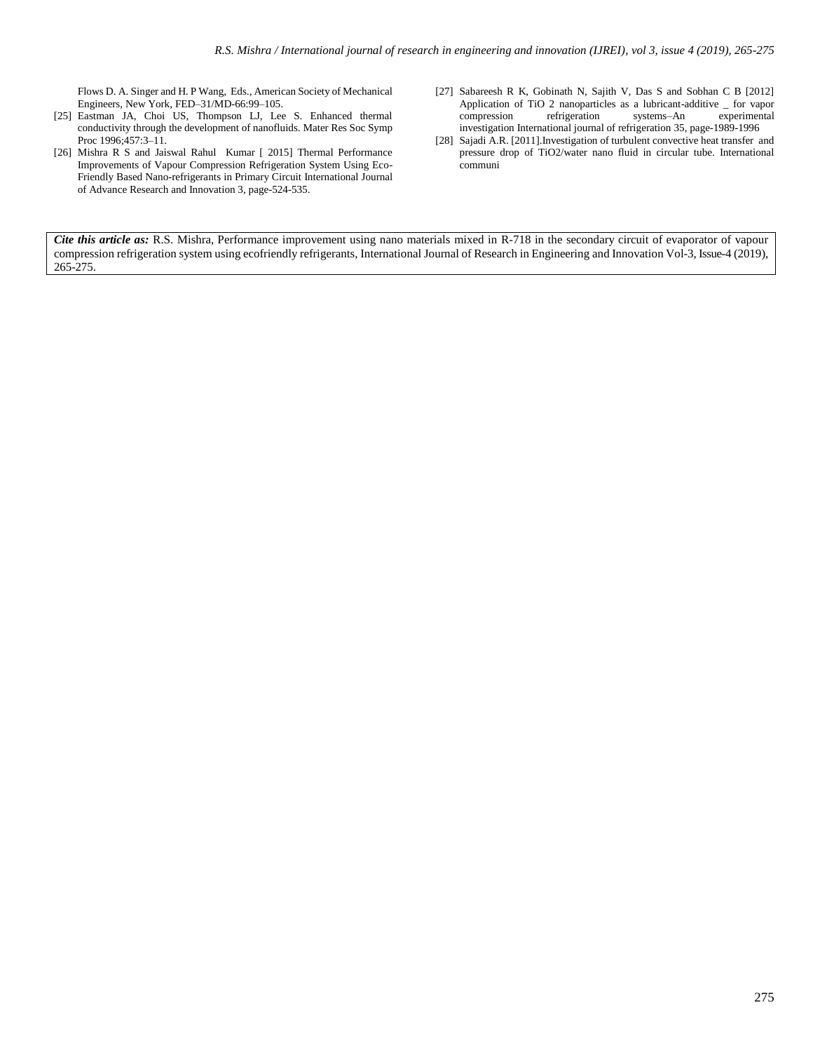Flows D. A. Singer and H. P Wang, Eds., American Society of Mechanical Engineers, New York, FED–31/MD-66:99–105.

[25] Eastman JA, Choi US, Thompson LJ, Lee S. Enhanced thermal conductivity through the development of nanofluids. Mater Res Soc Symp Proc 1996;457:3–11.

[26] Mishra R S and Jaiswal Rahul Kumar [ 2015] Thermal Performance Improvements of Vapour Compression Refrigeration System Using Eco-Friendly Based Nano-refrigerants in Primary Circuit International Journal of Advance Research and Innovation 3, page-524-535.

[27] Sabareesh R K, Gobinath N, Sajith V, Das S and Sobhan C B [2012] Application of TiO 2 nanoparticles as a lubricant-additive _ for vapor compression refrigeration systems–An experimental investigation International journal of refrigeration 35, page-1989-1996

[28] Sajadi A.R. [2011].Investigation of turbulent convective heat transfer and pressure drop of $TiO_2$/water nano fluid in circular tube. International communi

***Cite this article as:*** R.S. Mishra, Performance improvement using nano materials mixed in R-718 in the secondary circuit of evaporator of vapour compression refrigeration system using ecofriendly refrigerants, International Journal of Research in Engineering and Innovation Vol-3, Issue-4 (2019), 265-275.